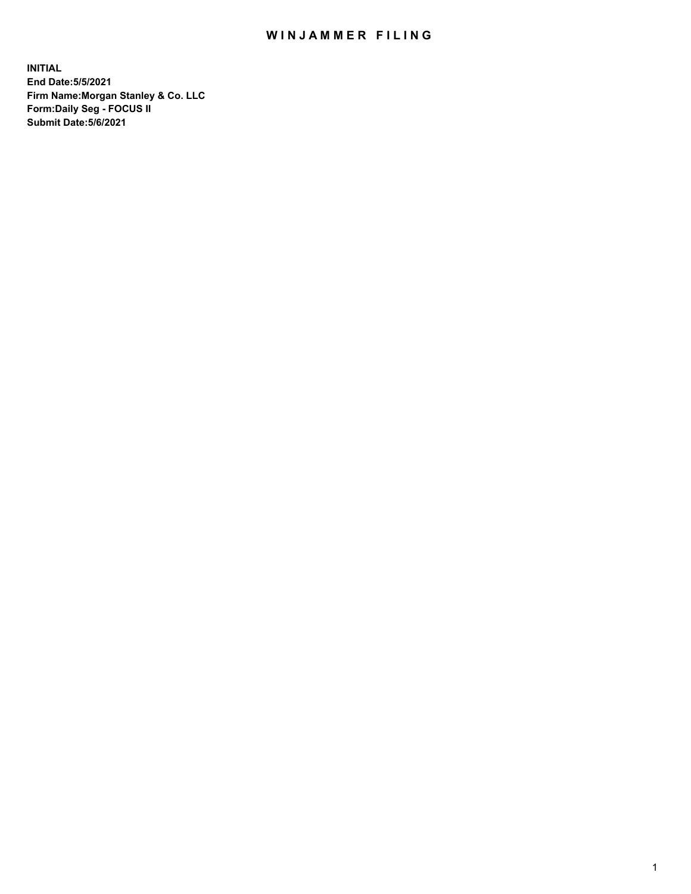# WINJAMMER FILING

**INITIAL**
**End Date:5/5/2021**
**Firm Name:Morgan Stanley & Co. LLC**
**Form:Daily Seg - FOCUS II**
**Submit Date:5/6/2021**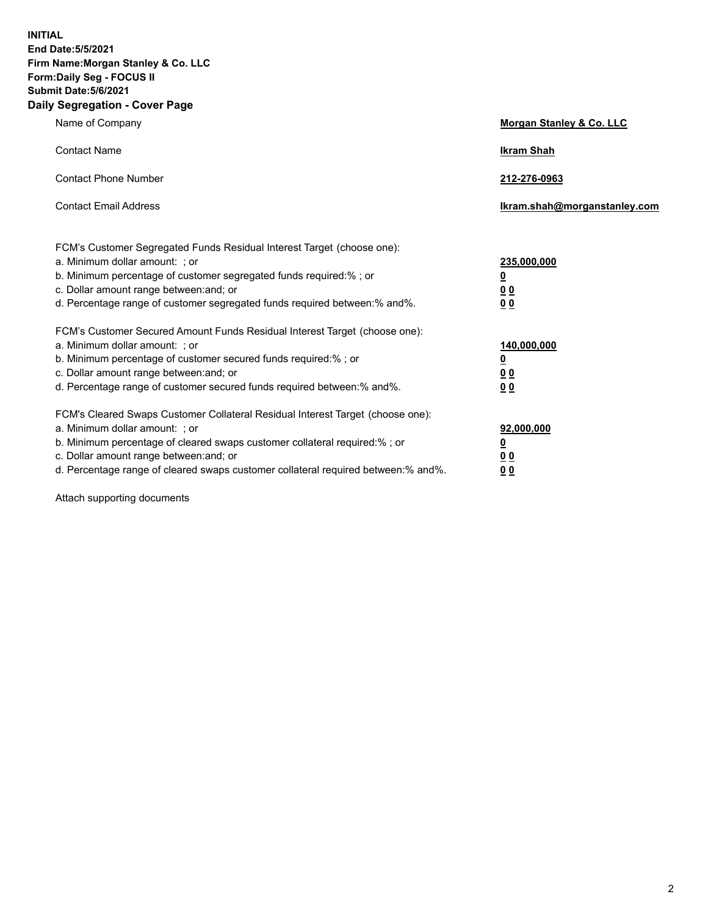**INITIAL**
**End Date:5/5/2021**
**Firm Name:Morgan Stanley & Co. LLC**
**Form:Daily Seg - FOCUS II**
**Submit Date:5/6/2021**

## Daily Segregation - Cover Page

| | |
|---|---|
| Name of Company | **Morgan Stanley & Co. LLC** |
| Contact Name | **Ikram Shah** |
| Contact Phone Number | **212-276-0963** |
| Contact Email Address | **Ikram.shah@morganstanley.com** |

| | |
|---|---|
| FCM's Customer Segregated Funds Residual Interest Target (choose one): | |
| a. Minimum dollar amount: ; or | **235,000,000** |
| b. Minimum percentage of customer segregated funds required:% ; or | **0** |
| c. Dollar amount range between:and; or | **0 0** |
| d. Percentage range of customer segregated funds required between:% and%. | **0 0** |
| FCM's Customer Secured Amount Funds Residual Interest Target (choose one): | |
| a. Minimum dollar amount: ; or | **140,000,000** |
| b. Minimum percentage of customer secured funds required:% ; or | **0** |
| c. Dollar amount range between:and; or | **0 0** |
| d. Percentage range of customer secured funds required between:% and%. | **0 0** |
| FCM's Cleared Swaps Customer Collateral Residual Interest Target (choose one): | |
| a. Minimum dollar amount: ; or | **92,000,000** |
| b. Minimum percentage of cleared swaps customer collateral required:% ; or | **0** |
| c. Dollar amount range between:and; or | **0 0** |
| d. Percentage range of cleared swaps customer collateral required between:% and%. | **0 0** |

Attach supporting documents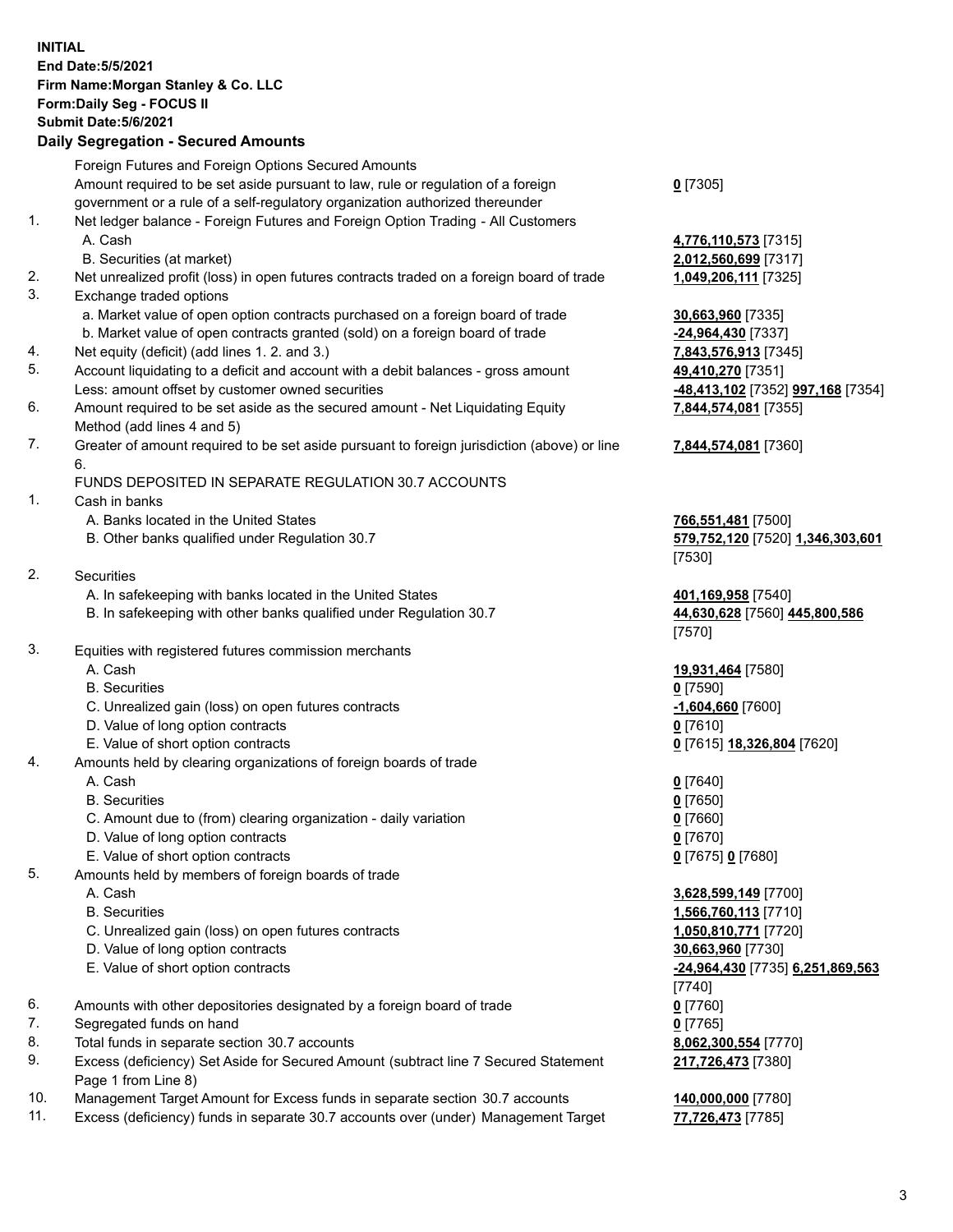**INITIAL**
**End Date:5/5/2021**
**Firm Name:Morgan Stanley & Co. LLC**
**Form:Daily Seg - FOCUS II**
**Submit Date:5/6/2021**

## Daily Segregation - Secured Amounts

| | | |
|---|---|---|
| | Foreign Futures and Foreign Options Secured Amounts | |
| | Amount required to be set aside pursuant to law, rule or regulation of a foreign government or a rule of a self-regulatory organization authorized thereunder | **0** [7305] |
| 1. | Net ledger balance - Foreign Futures and Foreign Option Trading - All Customers | |
| | A. Cash | **4,776,110,573** [7315] |
| | B. Securities (at market) | **2,012,560,699** [7317] |
| 2. | Net unrealized profit (loss) in open futures contracts traded on a foreign board of trade | **1,049,206,111** [7325] |
| 3. | Exchange traded options | |
| | a. Market value of open option contracts purchased on a foreign board of trade | **30,663,960** [7335] |
| | b. Market value of open contracts granted (sold) on a foreign board of trade | **-24,964,430** [7337] |
| 4. | Net equity (deficit) (add lines 1. 2. and 3.) | **7,843,576,913** [7345] |
| 5. | Account liquidating to a deficit and account with a debit balances - gross amount | **49,410,270** [7351] |
| | Less: amount offset by customer owned securities | **-48,413,102** [7352] **997,168** [7354] |
| 6. | Amount required to be set aside as the secured amount - Net Liquidating Equity Method (add lines 4 and 5) | **7,844,574,081** [7355] |
| 7. | Greater of amount required to be set aside pursuant to foreign jurisdiction (above) or line 6. | **7,844,574,081** [7360] |
| | FUNDS DEPOSITED IN SEPARATE REGULATION 30.7 ACCOUNTS | |
| 1. | Cash in banks | |
| | A. Banks located in the United States | **766,551,481** [7500] |
| | B. Other banks qualified under Regulation 30.7 | **579,752,120** [7520] **1,346,303,601** [7530] |
| 2. | Securities | |
| | A. In safekeeping with banks located in the United States | **401,169,958** [7540] |
| | B. In safekeeping with other banks qualified under Regulation 30.7 | **44,630,628** [7560] **445,800,586** [7570] |
| 3. | Equities with registered futures commission merchants | |
| | A. Cash | **19,931,464** [7580] |
| | B. Securities | **0** [7590] |
| | C. Unrealized gain (loss) on open futures contracts | **-1,604,660** [7600] |
| | D. Value of long option contracts | **0** [7610] |
| | E. Value of short option contracts | **0** [7615] **18,326,804** [7620] |
| 4. | Amounts held by clearing organizations of foreign boards of trade | |
| | A. Cash | **0** [7640] |
| | B. Securities | **0** [7650] |
| | C. Amount due to (from) clearing organization - daily variation | **0** [7660] |
| | D. Value of long option contracts | **0** [7670] |
| | E. Value of short option contracts | **0** [7675] **0** [7680] |
| 5. | Amounts held by members of foreign boards of trade | |
| | A. Cash | **3,628,599,149** [7700] |
| | B. Securities | **1,566,760,113** [7710] |
| | C. Unrealized gain (loss) on open futures contracts | **1,050,810,771** [7720] |
| | D. Value of long option contracts | **30,663,960** [7730] |
| | E. Value of short option contracts | **-24,964,430** [7735] **6,251,869,563** [7740] |
| 6. | Amounts with other depositories designated by a foreign board of trade | **0** [7760] |
| 7. | Segregated funds on hand | **0** [7765] |
| 8. | Total funds in separate section 30.7 accounts | **8,062,300,554** [7770] |
| 9. | Excess (deficiency) Set Aside for Secured Amount (subtract line 7 Secured Statement Page 1 from Line 8) | **217,726,473** [7380] |
| 10. | Management Target Amount for Excess funds in separate section 30.7 accounts | **140,000,000** [7780] |
| 11. | Excess (deficiency) funds in separate 30.7 accounts over (under) Management Target | **77,726,473** [7785] |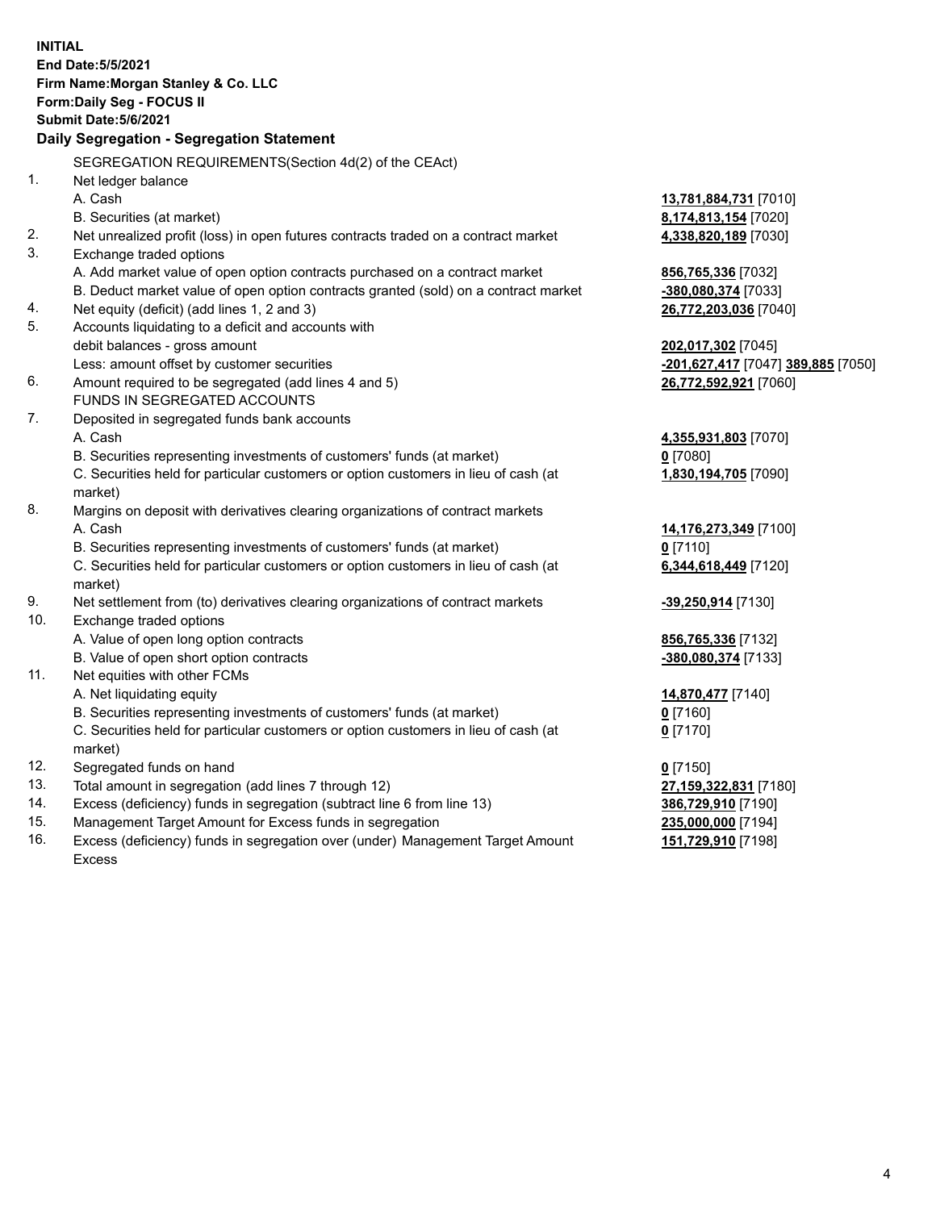**INITIAL**
**End Date:5/5/2021**
**Firm Name:Morgan Stanley & Co. LLC**
**Form:Daily Seg - FOCUS II**
**Submit Date:5/6/2021**

**Daily Segregation - Segregation Statement**

SEGREGATION REQUIREMENTS(Section 4d(2) of the CEAct)

| | | |
|---|---|---|
| 1. | Net ledger balance | |
| | A. Cash | **13,781,884,731** [7010] |
| | B. Securities (at market) | **8,174,813,154** [7020] |
| 2. | Net unrealized profit (loss) in open futures contracts traded on a contract market | **4,338,820,189** [7030] |
| 3. | Exchange traded options | |
| | A. Add market value of open option contracts purchased on a contract market | **856,765,336** [7032] |
| | B. Deduct market value of open option contracts granted (sold) on a contract market | **-380,080,374** [7033] |
| 4. | Net equity (deficit) (add lines 1, 2 and 3) | **26,772,203,036** [7040] |
| 5. | Accounts liquidating to a deficit and accounts with | |
| | debit balances - gross amount | **202,017,302** [7045] |
| | Less: amount offset by customer securities | **-201,627,417** [7047] **389,885** [7050] |
| 6. | Amount required to be segregated (add lines 4 and 5) | **26,772,592,921** [7060] |
| | FUNDS IN SEGREGATED ACCOUNTS | |
| 7. | Deposited in segregated funds bank accounts | |
| | A. Cash | **4,355,931,803** [7070] |
| | B. Securities representing investments of customers' funds (at market) | **0** [7080] |
| | C. Securities held for particular customers or option customers in lieu of cash (at market) | **1,830,194,705** [7090] |
| 8. | Margins on deposit with derivatives clearing organizations of contract markets | |
| | A. Cash | **14,176,273,349** [7100] |
| | B. Securities representing investments of customers' funds (at market) | **0** [7110] |
| | C. Securities held for particular customers or option customers in lieu of cash (at market) | **6,344,618,449** [7120] |
| 9. | Net settlement from (to) derivatives clearing organizations of contract markets | **-39,250,914** [7130] |
| 10. | Exchange traded options | |
| | A. Value of open long option contracts | **856,765,336** [7132] |
| | B. Value of open short option contracts | **-380,080,374** [7133] |
| 11. | Net equities with other FCMs | |
| | A. Net liquidating equity | **14,870,477** [7140] |
| | B. Securities representing investments of customers' funds (at market) | **0** [7160] |
| | C. Securities held for particular customers or option customers in lieu of cash (at market) | **0** [7170] |
| 12. | Segregated funds on hand | **0** [7150] |
| 13. | Total amount in segregation (add lines 7 through 12) | **27,159,322,831** [7180] |
| 14. | Excess (deficiency) funds in segregation (subtract line 6 from line 13) | **386,729,910** [7190] |
| 15. | Management Target Amount for Excess funds in segregation | **235,000,000** [7194] |
| 16. | Excess (deficiency) funds in segregation over (under) Management Target Amount Excess | **151,729,910** [7198] |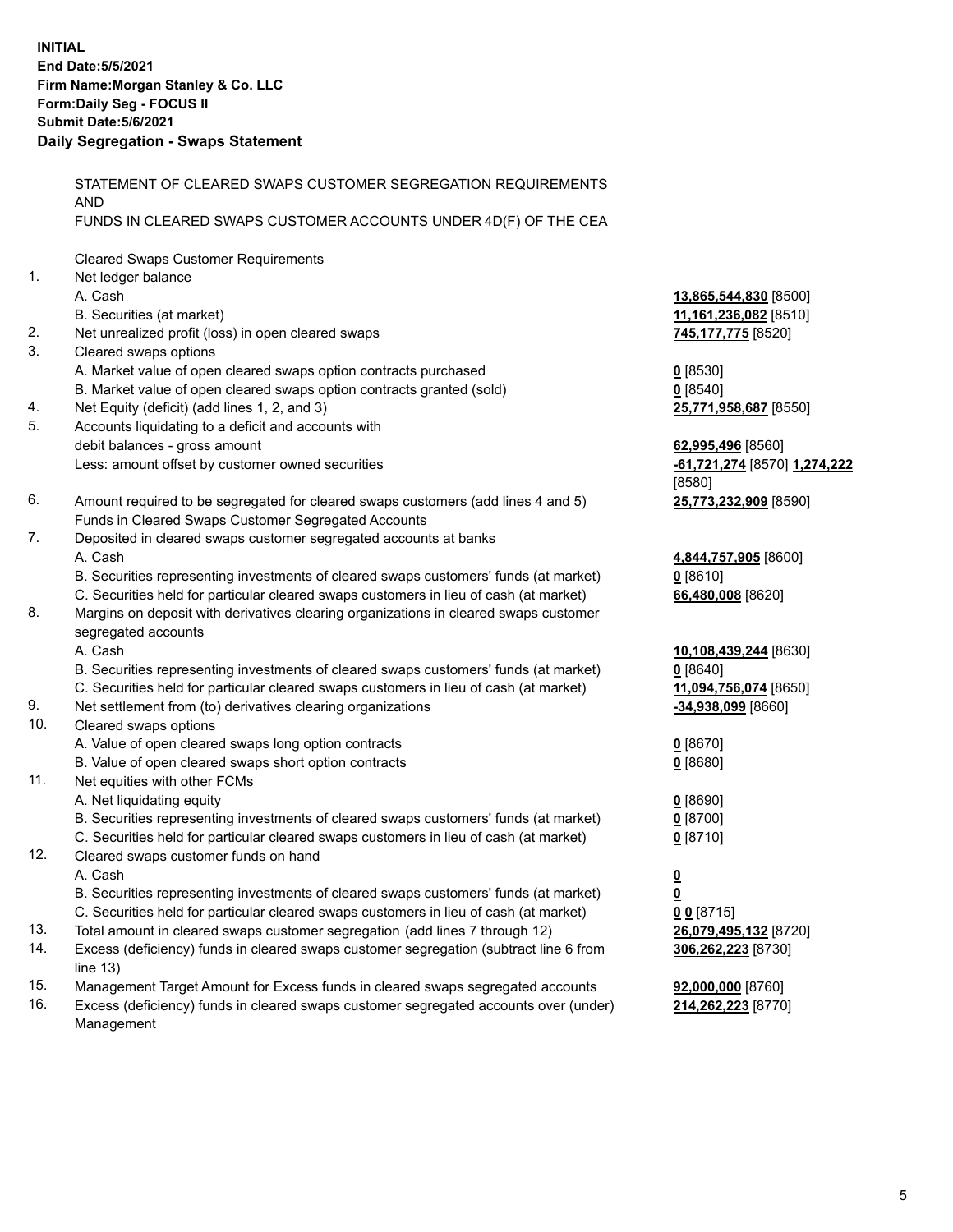**INITIAL**
**End Date:5/5/2021**
**Firm Name:Morgan Stanley & Co. LLC**
**Form:Daily Seg - FOCUS II**
**Submit Date:5/6/2021**
**Daily Segregation - Swaps Statement**

STATEMENT OF CLEARED SWAPS CUSTOMER SEGREGATION REQUIREMENTS AND FUNDS IN CLEARED SWAPS CUSTOMER ACCOUNTS UNDER 4D(F) OF THE CEA

| | | |
|---|---|---|
| | Cleared Swaps Customer Requirements | |
| 1. | Net ledger balance | |
| | A. Cash | **13,865,544,830** [8500] |
| | B. Securities (at market) | **11,161,236,082** [8510] |
| 2. | Net unrealized profit (loss) in open cleared swaps | **745,177,775** [8520] |
| 3. | Cleared swaps options | |
| | A. Market value of open cleared swaps option contracts purchased | **0** [8530] |
| | B. Market value of open cleared swaps option contracts granted (sold) | **0** [8540] |
| 4. | Net Equity (deficit) (add lines 1, 2, and 3) | **25,771,958,687** [8550] |
| 5. | Accounts liquidating to a deficit and accounts with debit balances - gross amount | **62,995,496** [8560] |
| | Less: amount offset by customer owned securities | **-61,721,274** [8570] **1,274,222** [8580] |
| 6. | Amount required to be segregated for cleared swaps customers (add lines 4 and 5) | **25,773,232,909** [8590] |
| | Funds in Cleared Swaps Customer Segregated Accounts | |
| 7. | Deposited in cleared swaps customer segregated accounts at banks | |
| | A. Cash | **4,844,757,905** [8600] |
| | B. Securities representing investments of cleared swaps customers' funds (at market) | **0** [8610] |
| | C. Securities held for particular cleared swaps customers in lieu of cash (at market) | **66,480,008** [8620] |
| 8. | Margins on deposit with derivatives clearing organizations in cleared swaps customer segregated accounts | |
| | A. Cash | **10,108,439,244** [8630] |
| | B. Securities representing investments of cleared swaps customers' funds (at market) | **0** [8640] |
| | C. Securities held for particular cleared swaps customers in lieu of cash (at market) | **11,094,756,074** [8650] |
| 9. | Net settlement from (to) derivatives clearing organizations | **-34,938,099** [8660] |
| 10. | Cleared swaps options | |
| | A. Value of open cleared swaps long option contracts | **0** [8670] |
| | B. Value of open cleared swaps short option contracts | **0** [8680] |
| 11. | Net equities with other FCMs | |
| | A. Net liquidating equity | **0** [8690] |
| | B. Securities representing investments of cleared swaps customers' funds (at market) | **0** [8700] |
| | C. Securities held for particular cleared swaps customers in lieu of cash (at market) | **0** [8710] |
| 12. | Cleared swaps customer funds on hand | |
| | A. Cash | **0** |
| | B. Securities representing investments of cleared swaps customers' funds (at market) | **0** |
| | C. Securities held for particular cleared swaps customers in lieu of cash (at market) | **0** **0** [8715] |
| 13. | Total amount in cleared swaps customer segregation (add lines 7 through 12) | **26,079,495,132** [8720] |
| 14. | Excess (deficiency) funds in cleared swaps customer segregation (subtract line 6 from line 13) | **306,262,223** [8730] |
| 15. | Management Target Amount for Excess funds in cleared swaps segregated accounts | **92,000,000** [8760] |
| 16. | Excess (deficiency) funds in cleared swaps customer segregated accounts over (under) Management | **214,262,223** [8770] |